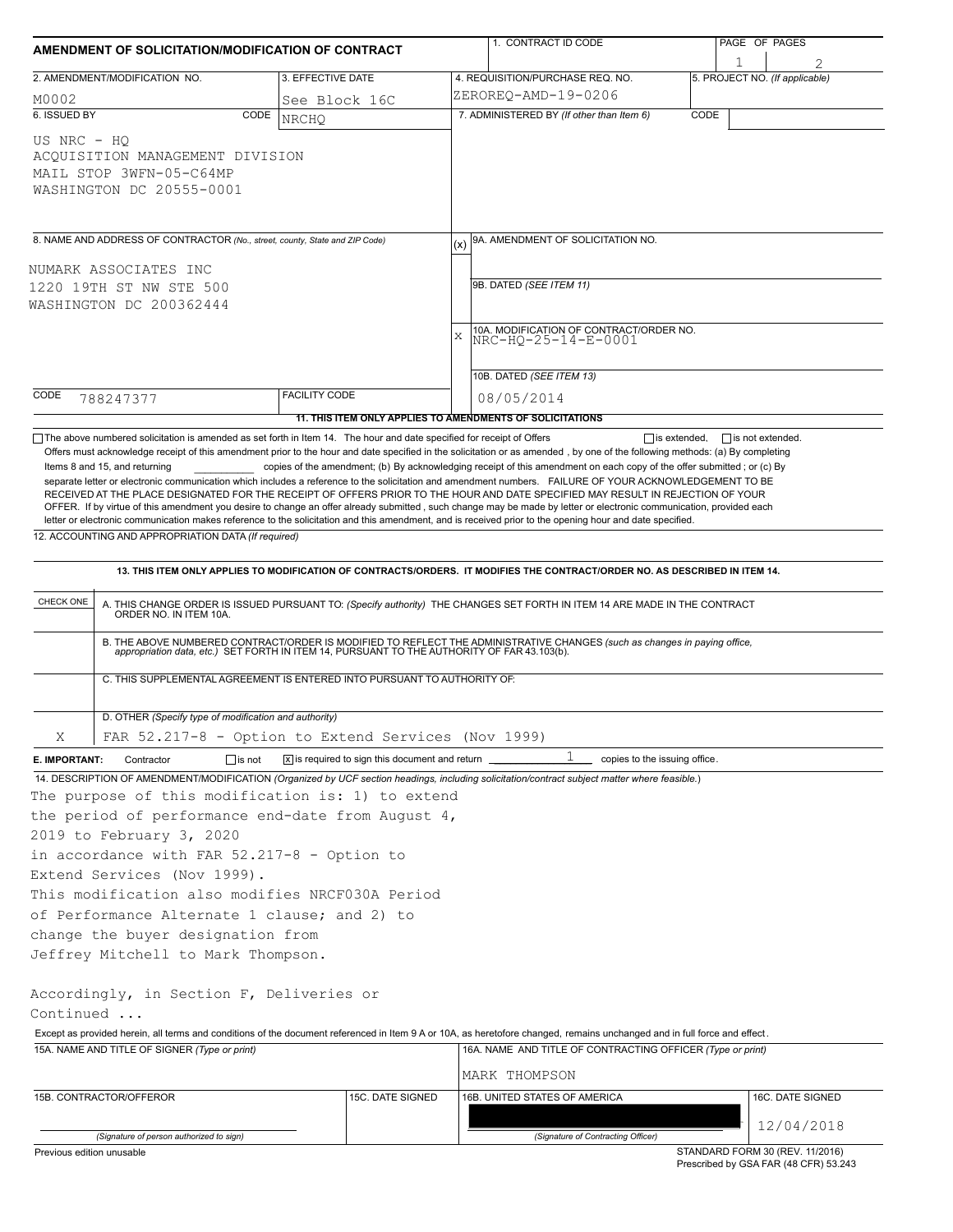# AMENDMENT OF SOLICITATION/MODIFICATION OF CONTRACT

| Field | Value |
|---|---|
| 1. CONTRACT ID CODE | |
| PAGE OF PAGES | 1 of 2 |
| 2. AMENDMENT/MODIFICATION NO. | M0002 |
| 3. EFFECTIVE DATE | See Block 16C |
| 4. REQUISITION/PURCHASE REQ. NO. | ZEROREQ-AMD-19-0206 |
| 5. PROJECT NO. (If applicable) | |
| 6. ISSUED BY | CODE NRCHQ |
| 7. ADMINISTERED BY (If other than Item 6) | CODE |

**6. ISSUED BY:**
US NRC - HQ
ACQUISITION MANAGEMENT DIVISION
MAIL STOP 3WFN-05-C64MP
WASHINGTON DC 20555-0001

**8. NAME AND ADDRESS OF CONTRACTOR** (No., street, county, State and ZIP Code)
NUMARK ASSOCIATES INC
1220 19TH ST NW STE 500
WASHINGTON DC 200362444

CODE 788247377 | FACILITY CODE

(x) 9A. AMENDMENT OF SOLICITATION NO.

9B. DATED (SEE ITEM 11)

X 10A. MODIFICATION OF CONTRACT/ORDER NO.
NRC-HQ-25-14-E-0001

10B. DATED (SEE ITEM 13)
08/05/2014

**11. THIS ITEM ONLY APPLIES TO AMENDMENTS OF SOLICITATIONS**

☐ The above numbered solicitation is amended as set forth in Item 14. The hour and date specified for receipt of Offers ☐ is extended, ☐ is not extended.
Offers must acknowledge receipt of this amendment prior to the hour and date specified in the solicitation or as amended , by one of the following methods: (a) By completing Items 8 and 15, and returning ___________ copies of the amendment; (b) By acknowledging receipt of this amendment on each copy of the offer submitted ; or (c) By separate letter or electronic communication which includes a reference to the solicitation and amendment numbers. FAILURE OF YOUR ACKNOWLEDGEMENT TO BE RECEIVED AT THE PLACE DESIGNATED FOR THE RECEIPT OF OFFERS PRIOR TO THE HOUR AND DATE SPECIFIED MAY RESULT IN REJECTION OF YOUR OFFER. If by virtue of this amendment you desire to change an offer already submitted , such change may be made by letter or electronic communication, provided each letter or electronic communication makes reference to the solicitation and this amendment, and is received prior to the opening hour and date specified.

12. ACCOUNTING AND APPROPRIATION DATA (If required)

**13. THIS ITEM ONLY APPLIES TO MODIFICATION OF CONTRACTS/ORDERS. IT MODIFIES THE CONTRACT/ORDER NO. AS DESCRIBED IN ITEM 14.**

| CHECK ONE | |
|---|---|
| | A. THIS CHANGE ORDER IS ISSUED PURSUANT TO: (Specify authority) THE CHANGES SET FORTH IN ITEM 14 ARE MADE IN THE CONTRACT ORDER NO. IN ITEM 10A. |
| | B. THE ABOVE NUMBERED CONTRACT/ORDER IS MODIFIED TO REFLECT THE ADMINISTRATIVE CHANGES (such as changes in paying office, appropriation data, etc.) SET FORTH IN ITEM 14, PURSUANT TO THE AUTHORITY OF FAR 43.103(b). |
| | C. THIS SUPPLEMENTAL AGREEMENT IS ENTERED INTO PURSUANT TO AUTHORITY OF: |
| X | D. OTHER (Specify type of modification and authority) FAR 52.217-8 - Option to Extend Services (Nov 1999) |

**E. IMPORTANT:** Contractor ☐ is not ☒ is required to sign this document and return 1 copies to the issuing office.

14. DESCRIPTION OF AMENDMENT/MODIFICATION (Organized by UCF section headings, including solicitation/contract subject matter where feasible.)

The purpose of this modification is: 1) to extend the period of performance end-date from August 4, 2019 to February 3, 2020 in accordance with FAR 52.217-8 - Option to Extend Services (Nov 1999).
This modification also modifies NRCF030A Period of Performance Alternate 1 clause; and 2) to change the buyer designation from Jeffrey Mitchell to Mark Thompson.

Accordingly, in Section F, Deliveries or
Continued ...

Except as provided herein, all terms and conditions of the document referenced in Item 9 A or 10A, as heretofore changed, remains unchanged and in full force and effect.

| 15A. NAME AND TITLE OF SIGNER (Type or print) | | 16A. NAME AND TITLE OF CONTRACTING OFFICER (Type or print) | |
|---|---|---|---|
| | | MARK THOMPSON | |
| 15B. CONTRACTOR/OFFEROR | 15C. DATE SIGNED | 16B. UNITED STATES OF AMERICA | 16C. DATE SIGNED |
| (Signature of person authorized to sign) | | (Signature of Contracting Officer) | 12/04/2018 |

Previous edition unusable

STANDARD FORM 30 (REV. 11/2016)
Prescribed by GSA FAR (48 CFR) 53.243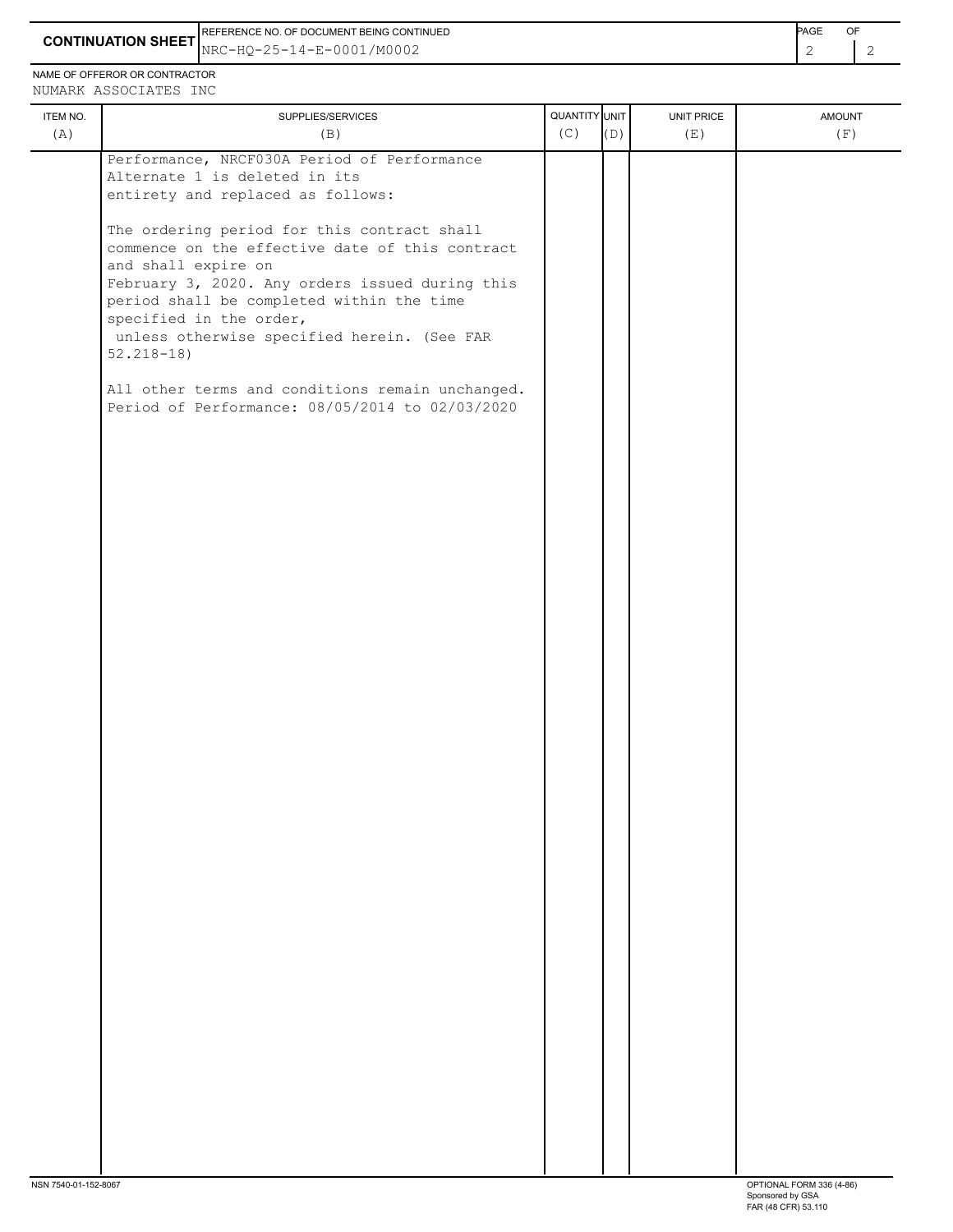**CONTINUATION SHEET**

REFERENCE NO. OF DOCUMENT BEING CONTINUED: NRC-HQ-25-14-E-0001/M0002

NAME OF OFFEROR OR CONTRACTOR: NUMARK ASSOCIATES INC

| ITEM NO. (A) | SUPPLIES/SERVICES (B) | QUANTITY (C) | UNIT (D) | UNIT PRICE (E) | AMOUNT (F) |
|---|---|---|---|---|---|
| | Performance, NRCF030A Period of Performance Alternate 1 is deleted in its entirety and replaced as follows:<br><br>The ordering period for this contract shall commence on the effective date of this contract and shall expire on February 3, 2020. Any orders issued during this period shall be completed within the time specified in the order, unless otherwise specified herein. (See FAR 52.218-18)<br><br>All other terms and conditions remain unchanged.<br>Period of Performance: 08/05/2014 to 02/03/2020 | | | | |

NSN 7540-01-152-8067

OPTIONAL FORM 336 (4-86)
Sponsored by GSA
FAR (48 CFR) 53.110